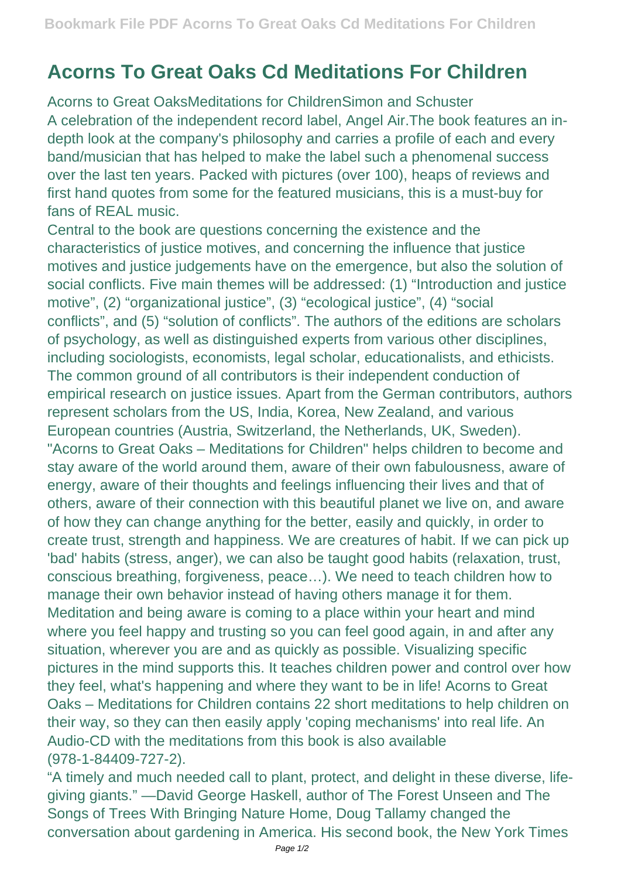# Acorns To Great Oaks Cd Meditations For Children

Acorns to Great OaksMeditations for ChildrenSimon and Schuster

A celebration of the independent record label, Angel Air.The book features an in-depth look at the company's philosophy and carries a profile of each and every band/musician that has helped to make the label such a phenomenal success over the last ten years. Packed with pictures (over 100), heaps of reviews and first hand quotes from some for the featured musicians, this is a must-buy for fans of REAL music.

Central to the book are questions concerning the existence and the characteristics of justice motives, and concerning the influence that justice motives and justice judgements have on the emergence, but also the solution of social conflicts. Five main themes will be addressed: (1) "Introduction and justice motive", (2) "organizational justice", (3) "ecological justice", (4) "social conflicts", and (5) "solution of conflicts". The authors of the editions are scholars of psychology, as well as distinguished experts from various other disciplines, including sociologists, economists, legal scholar, educationalists, and ethicists. The common ground of all contributors is their independent conduction of empirical research on justice issues. Apart from the German contributors, authors represent scholars from the US, India, Korea, New Zealand, and various European countries (Austria, Switzerland, the Netherlands, UK, Sweden).

"Acorns to Great Oaks – Meditations for Children" helps children to become and stay aware of the world around them, aware of their own fabulousness, aware of energy, aware of their thoughts and feelings influencing their lives and that of others, aware of their connection with this beautiful planet we live on, and aware of how they can change anything for the better, easily and quickly, in order to create trust, strength and happiness. We are creatures of habit. If we can pick up 'bad' habits (stress, anger), we can also be taught good habits (relaxation, trust, conscious breathing, forgiveness, peace…). We need to teach children how to manage their own behavior instead of having others manage it for them. Meditation and being aware is coming to a place within your heart and mind where you feel happy and trusting so you can feel good again, in and after any situation, wherever you are and as quickly as possible. Visualizing specific pictures in the mind supports this. It teaches children power and control over how they feel, what's happening and where they want to be in life! Acorns to Great Oaks – Meditations for Children contains 22 short meditations to help children on their way, so they can then easily apply 'coping mechanisms' into real life. An Audio-CD with the meditations from this book is also available (978-1-84409-727-2).

"A timely and much needed call to plant, protect, and delight in these diverse, life-giving giants." —David George Haskell, author of The Forest Unseen and The Songs of Trees With Bringing Nature Home, Doug Tallamy changed the conversation about gardening in America. His second book, the New York Times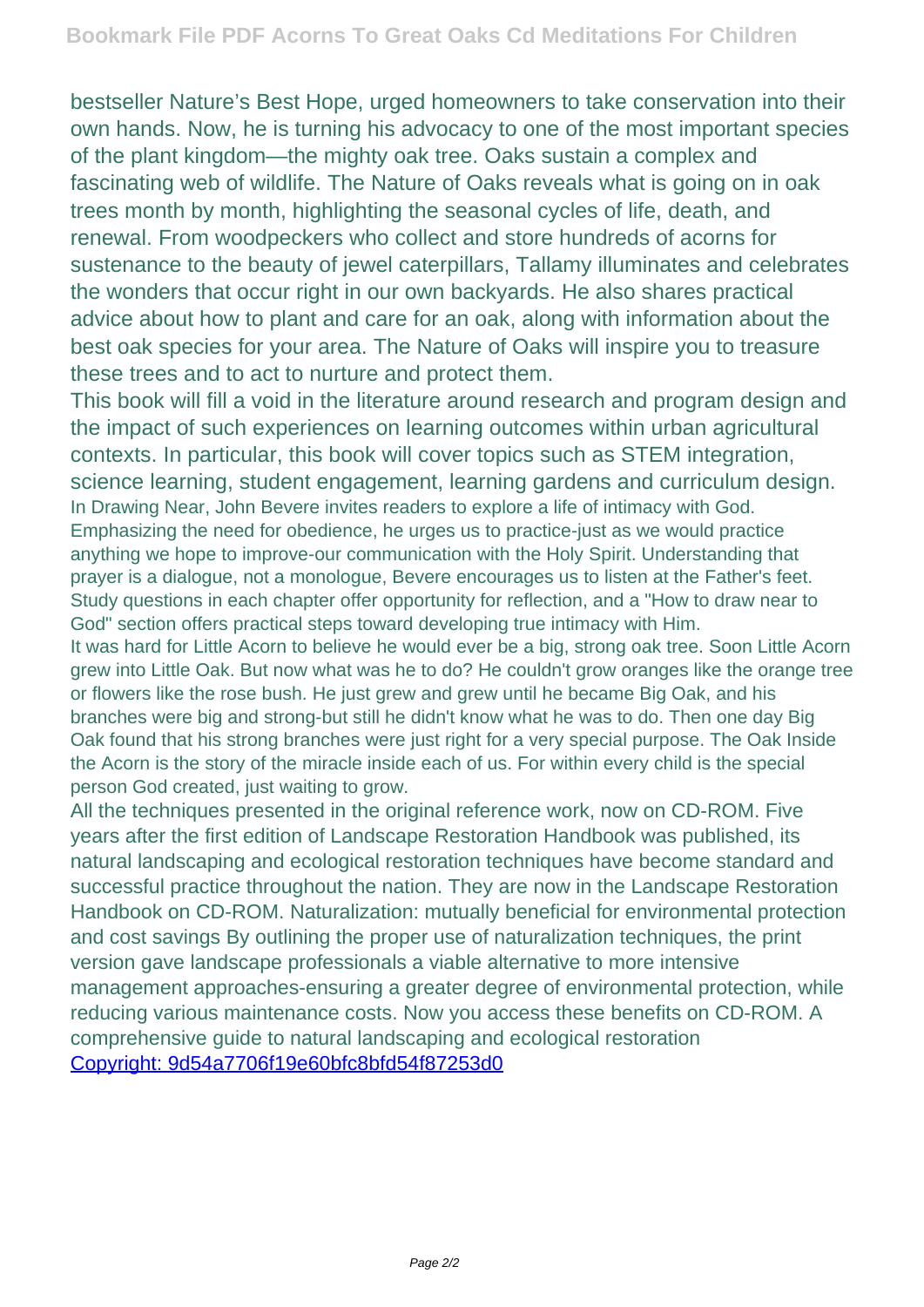bestseller Nature’s Best Hope, urged homeowners to take conservation into their own hands. Now, he is turning his advocacy to one of the most important species of the plant kingdom—the mighty oak tree. Oaks sustain a complex and fascinating web of wildlife. The Nature of Oaks reveals what is going on in oak trees month by month, highlighting the seasonal cycles of life, death, and renewal. From woodpeckers who collect and store hundreds of acorns for sustenance to the beauty of jewel caterpillars, Tallamy illuminates and celebrates the wonders that occur right in our own backyards. He also shares practical advice about how to plant and care for an oak, along with information about the best oak species for your area. The Nature of Oaks will inspire you to treasure these trees and to act to nurture and protect them.

This book will fill a void in the literature around research and program design and the impact of such experiences on learning outcomes within urban agricultural contexts. In particular, this book will cover topics such as STEM integration, science learning, student engagement, learning gardens and curriculum design.

In Drawing Near, John Bevere invites readers to explore a life of intimacy with God. Emphasizing the need for obedience, he urges us to practice-just as we would practice anything we hope to improve-our communication with the Holy Spirit. Understanding that prayer is a dialogue, not a monologue, Bevere encourages us to listen at the Father's feet. Study questions in each chapter offer opportunity for reflection, and a "How to draw near to God" section offers practical steps toward developing true intimacy with Him.

It was hard for Little Acorn to believe he would ever be a big, strong oak tree. Soon Little Acorn grew into Little Oak. But now what was he to do? He couldn't grow oranges like the orange tree or flowers like the rose bush. He just grew and grew until he became Big Oak, and his branches were big and strong-but still he didn't know what he was to do. Then one day Big Oak found that his strong branches were just right for a very special purpose. The Oak Inside the Acorn is the story of the miracle inside each of us. For within every child is the special person God created, just waiting to grow.

All the techniques presented in the original reference work, now on CD-ROM. Five years after the first edition of Landscape Restoration Handbook was published, its natural landscaping and ecological restoration techniques have become standard and successful practice throughout the nation. They are now in the Landscape Restoration Handbook on CD-ROM. Naturalization: mutually beneficial for environmental protection and cost savings By outlining the proper use of naturalization techniques, the print version gave landscape professionals a viable alternative to more intensive management approaches-ensuring a greater degree of environmental protection, while reducing various maintenance costs. Now you access these benefits on CD-ROM. A comprehensive guide to natural landscaping and ecological restoration

Copyright: 9d54a7706f19e60bfc8bfd54f87253d0